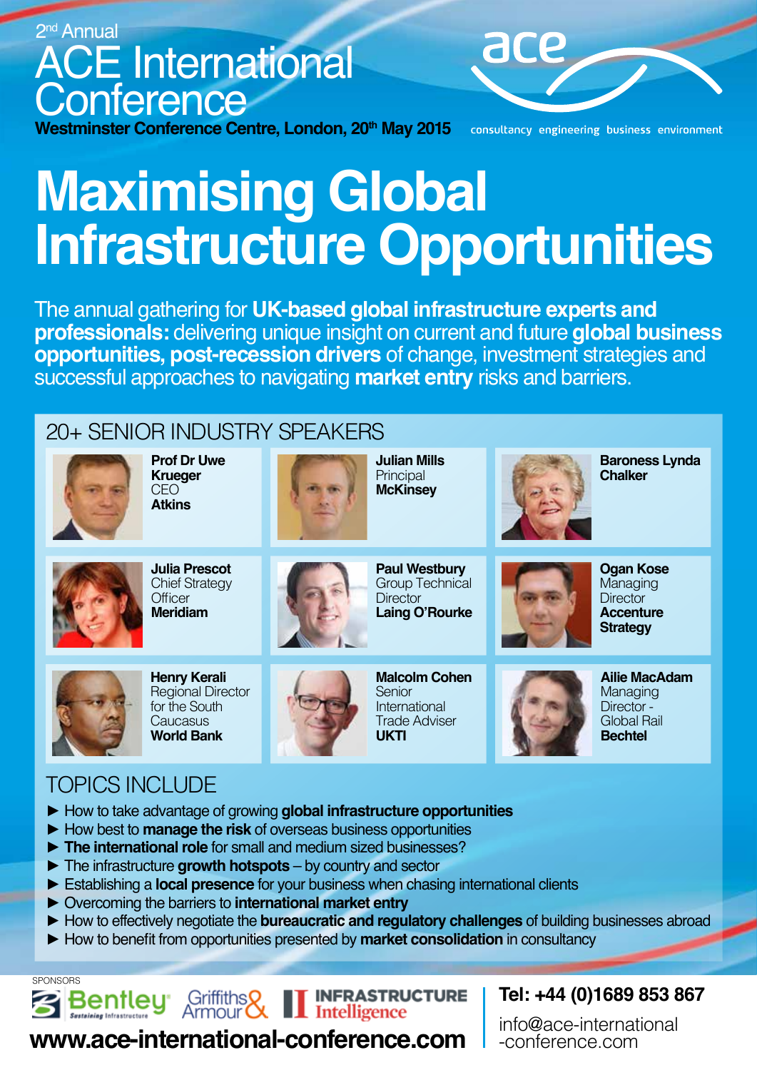2nd Annual

# ACE International Conference

**Westminster Conference Centre, London, 20th May 2015**

ace

consultancy engineering business environment

# Maximising Global Infrastructure Opportunities

The annual gathering for **UK-based global infrastructure experts and professionals:** delivering unique insight on current and future **global business opportunities, post-recession drivers** of change, investment strategies and successful approaches to navigating **market entry** risks and barriers.

## 20+ SENIOR INDUSTRY SPEAKERS

**Prof Dr Uwe Krueger**
CEO
**Atkins**

**Julian Mills**
Principal
**McKinsey**

**Baroness Lynda Chalker**

**Julia Prescot**
Chief Strategy Officer
**Meridiam**

**Paul Westbury**
Group Technical Director
**Laing O'Rourke**

**Ogan Kose**
Managing Director
**Accenture Strategy**

**Henry Kerali**
Regional Director for the South Caucasus
**World Bank**

**Malcolm Cohen**
Senior International Trade Adviser
**UKTI**

**Ailie MacAdam**
Managing Director - Global Rail
**Bechtel**

## TOPICS INCLUDE

- ► How to take advantage of growing **global infrastructure opportunities**
- ► How best to **manage the risk** of overseas business opportunities
- ► **The international role** for small and medium sized businesses?
- ► The infrastructure **growth hotspots** – by country and sector
- ► Establishing a **local presence** for your business when chasing international clients
- ► Overcoming the barriers to **international market entry**
- ► How to effectively negotiate the **bureaucratic and regulatory challenges** of building businesses abroad
- ► How to benefit from opportunities presented by **market consolidation** in consultancy

SPONSORS

Bentley Sustaining Infrastructure | Griffiths & Armour | INFRASTRUCTURE Intelligence

**www.ace-international-conference.com**

**Tel: +44 (0)1689 853 867**

info@ace-international-conference.com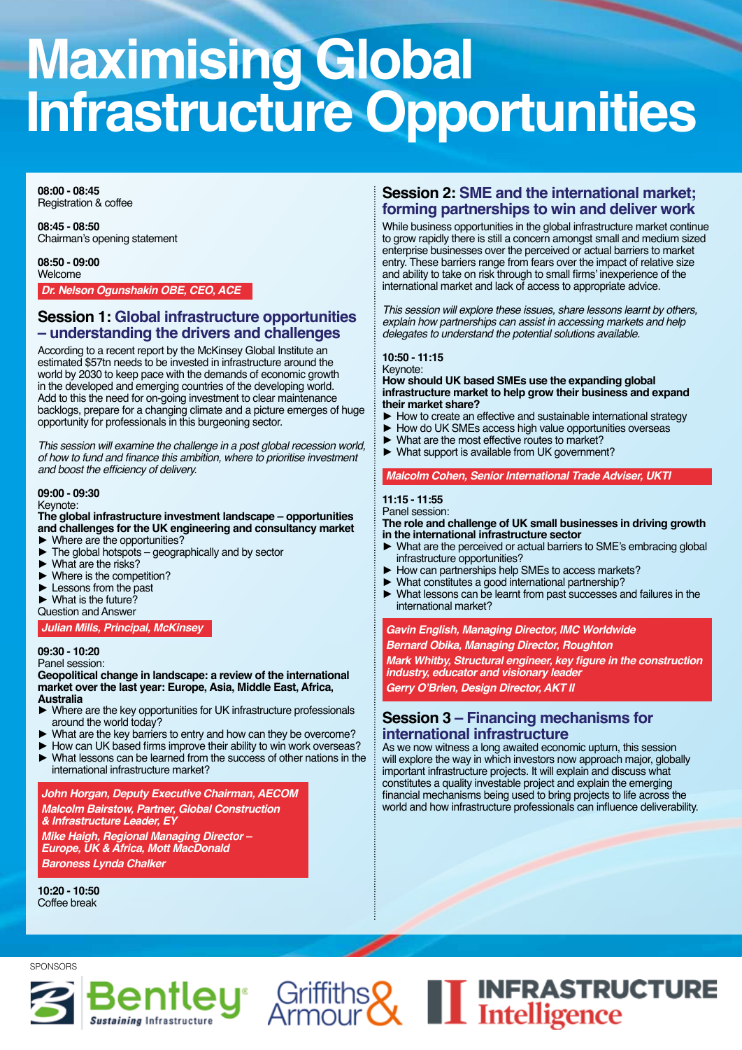# Maximising Global Infrastructure Opportunities

**08:00 - 08:45**
Registration & coffee

**08:45 - 08:50**
Chairman's opening statement

**08:50 - 09:00**
Welcome

***Dr. Nelson Ogunshakin OBE, CEO, ACE***

## Session 1: Global infrastructure opportunities – understanding the drivers and challenges

According to a recent report by the McKinsey Global Institute an estimated $57tn needs to be invested in infrastructure around the world by 2030 to keep pace with the demands of economic growth in the developed and emerging countries of the developing world. Add to this the need for on-going investment to clear maintenance backlogs, prepare for a changing climate and a picture emerges of huge opportunity for professionals in this burgeoning sector.

*This session will examine the challenge in a post global recession world, of how to fund and finance this ambition, where to prioritise investment and boost the efficiency of delivery.*

**09:00 - 09:30**
Keynote:
**The global infrastructure investment landscape – opportunities and challenges for the UK engineering and consultancy market**

- Where are the opportunities?
- The global hotspots – geographically and by sector
- What are the risks?
- Where is the competition?
- Lessons from the past
- What is the future?

Question and Answer

***Julian Mills, Principal, McKinsey***

**09:30 - 10:20**
Panel session:
**Geopolitical change in landscape: a review of the international market over the last year: Europe, Asia, Middle East, Africa, Australia**

- Where are the key opportunities for UK infrastructure professionals around the world today?
- What are the key barriers to entry and how can they be overcome?
- How can UK based firms improve their ability to win work overseas?
- What lessons can be learned from the success of other nations in the international infrastructure market?

***John Horgan, Deputy Executive Chairman, AECOM***
***Malcolm Bairstow, Partner, Global Construction & Infrastructure Leader, EY***
***Mike Haigh, Regional Managing Director – Europe, UK & Africa, Mott MacDonald***
***Baroness Lynda Chalker***

**10:20 - 10:50**
Coffee break

## Session 2: SME and the international market; forming partnerships to win and deliver work

While business opportunities in the global infrastructure market continue to grow rapidly there is still a concern amongst small and medium sized enterprise businesses over the perceived or actual barriers to market entry. These barriers range from fears over the impact of relative size and ability to take on risk through to small firms' inexperience of the international market and lack of access to appropriate advice.

*This session will explore these issues, share lessons learnt by others, explain how partnerships can assist in accessing markets and help delegates to understand the potential solutions available.*

**10:50 - 11:15**
Keynote:
**How should UK based SMEs use the expanding global infrastructure market to help grow their business and expand their market share?**

- How to create an effective and sustainable international strategy
- How do UK SMEs access high value opportunities overseas
- What are the most effective routes to market?
- What support is available from UK government?

***Malcolm Cohen, Senior International Trade Adviser, UKTI***

**11:15 - 11:55**
Panel session:
**The role and challenge of UK small businesses in driving growth in the international infrastructure sector**

- What are the perceived or actual barriers to SME's embracing global infrastructure opportunities?
- How can partnerships help SMEs to access markets?
- What constitutes a good international partnership?
- What lessons can be learnt from past successes and failures in the international market?

***Gavin English, Managing Director, IMC Worldwide***
***Bernard Obika, Managing Director, Roughton***
***Mark Whitby, Structural engineer, key figure in the construction industry, educator and visionary leader***
***Gerry O'Brien, Design Director, AKT II***

## Session 3 – Financing mechanisms for international infrastructure

As we now witness a long awaited economic upturn, this session will explore the way in which investors now approach major, globally important infrastructure projects. It will explain and discuss what constitutes a quality investable project and explain the emerging financial mechanisms being used to bring projects to life across the world and how infrastructure professionals can influence deliverability.

SPONSORS

Bentley Sustaining Infrastructure | Griffiths & Armour | Infrastructure Intelligence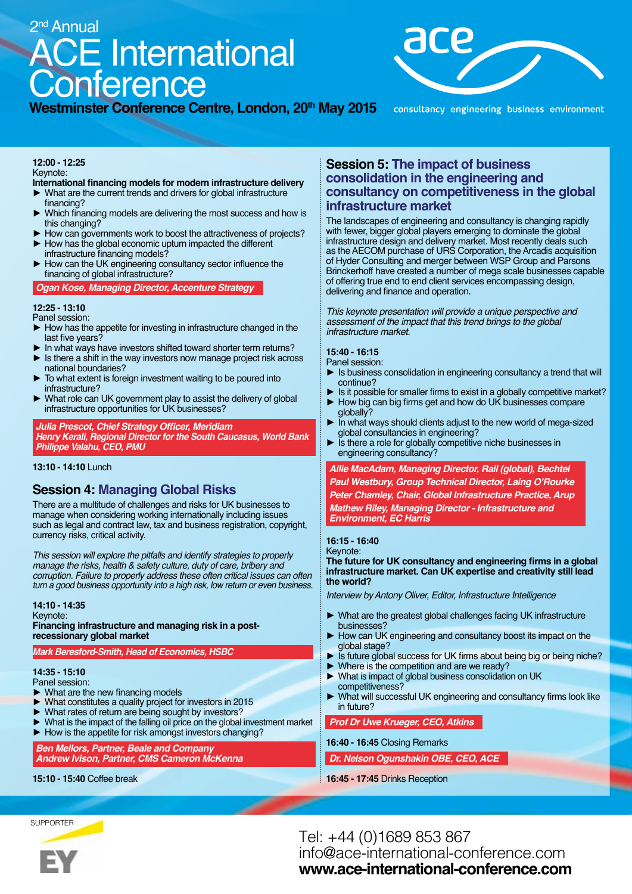2nd Annual

# ACE International Conference

**Westminster Conference Centre, London, 20th May 2015**

ace

consultancy engineering business environment

**12:00 - 12:25**
Keynote:
**International financing models for modern infrastructure delivery**

- What are the current trends and drivers for global infrastructure financing?
- Which financing models are delivering the most success and how is this changing?
- How can governments work to boost the attractiveness of projects?
- How has the global economic upturn impacted the different infrastructure financing models?
- How can the UK engineering consultancy sector influence the financing of global infrastructure?

*Ogan Kose, Managing Director, Accenture Strategy*

**12:25 - 13:10**
Panel session:

- How has the appetite for investing in infrastructure changed in the last five years?
- In what ways have investors shifted toward shorter term returns?
- Is there a shift in the way investors now manage project risk across national boundaries?
- To what extent is foreign investment waiting to be poured into infrastructure?
- What role can UK government play to assist the delivery of global infrastructure opportunities for UK businesses?

*Julia Prescot, Chief Strategy Officer, Meridiam*
*Henry Kerali, Regional Director for the South Caucasus, World Bank*
*Philippe Valahu, CEO, PMU*

**13:10 - 14:10** Lunch

## Session 4: Managing Global Risks

There are a multitude of challenges and risks for UK businesses to manage when considering working internationally including issues such as legal and contract law, tax and business registration, copyright, currency risks, critical activity.

*This session will explore the pitfalls and identify strategies to properly manage the risks, health & safety culture, duty of care, bribery and corruption. Failure to properly address these often critical issues can often turn a good business opportunity into a high risk, low return or even business.*

**14:10 - 14:35**
Keynote:
**Financing infrastructure and managing risk in a post-recessionary global market**

*Mark Beresford-Smith, Head of Economics, HSBC*

**14:35 - 15:10**
Panel session:

- What are the new financing models
- What constitutes a quality project for investors in 2015
- What rates of return are being sought by investors?
- What is the impact of the falling oil price on the global investment market
- How is the appetite for risk amongst investors changing?

*Ben Mellors, Partner, Beale and Company*
*Andrew Ivison, Partner, CMS Cameron McKenna*

**15:10 - 15:40** Coffee break

## Session 5: The impact of business consolidation in the engineering and consultancy on competitiveness in the global infrastructure market

The landscapes of engineering and consultancy is changing rapidly with fewer, bigger global players emerging to dominate the global infrastructure design and delivery market. Most recently deals such as the AECOM purchase of URS Corporation, the Arcadis acquisition of Hyder Consulting and merger between WSP Group and Parsons Brinckerhoff have created a number of mega scale businesses capable of offering true end to end client services encompassing design, delivering and finance and operation.

*This keynote presentation will provide a unique perspective and assessment of the impact that this trend brings to the global infrastructure market.*

**15:40 - 16:15**
Panel session:

- Is business consolidation in engineering consultancy a trend that will continue?
- Is it possible for smaller firms to exist in a globally competitive market?
- How big can big firms get and how do UK businesses compare globally?
- In what ways should clients adjust to the new world of mega-sized global consultancies in engineering?
- Is there a role for globally competitive niche businesses in engineering consultancy?

*Ailie MacAdam, Managing Director, Rail (global), Bechtel*
*Paul Westbury, Group Technical Director, Laing O'Rourke*
*Peter Chamley, Chair, Global Infrastructure Practice, Arup*
*Mathew Riley, Managing Director - Infrastructure and Environment, EC Harris*

**16:15 - 16:40**
Keynote:
**The future for UK consultancy and engineering firms in a global infrastructure market. Can UK expertise and creativity still lead the world?**

*Interview by Antony Oliver, Editor, Infrastructure Intelligence*

- What are the greatest global challenges facing UK infrastructure businesses?
- How can UK engineering and consultancy boost its impact on the global stage?
- Is future global success for UK firms about being big or being niche?
- Where is the competition and are we ready?
- What is impact of global business consolidation on UK competitiveness?
- What will successful UK engineering and consultancy firms look like in future?

*Prof Dr Uwe Krueger, CEO, Atkins*

**16:40 - 16:45** Closing Remarks

*Dr. Nelson Ogunshakin OBE, CEO, ACE*

**16:45 - 17:45** Drinks Reception

SUPPORTER

EY

Tel: +44 (0)1689 853 867
info@ace-international-conference.com
**www.ace-international-conference.com**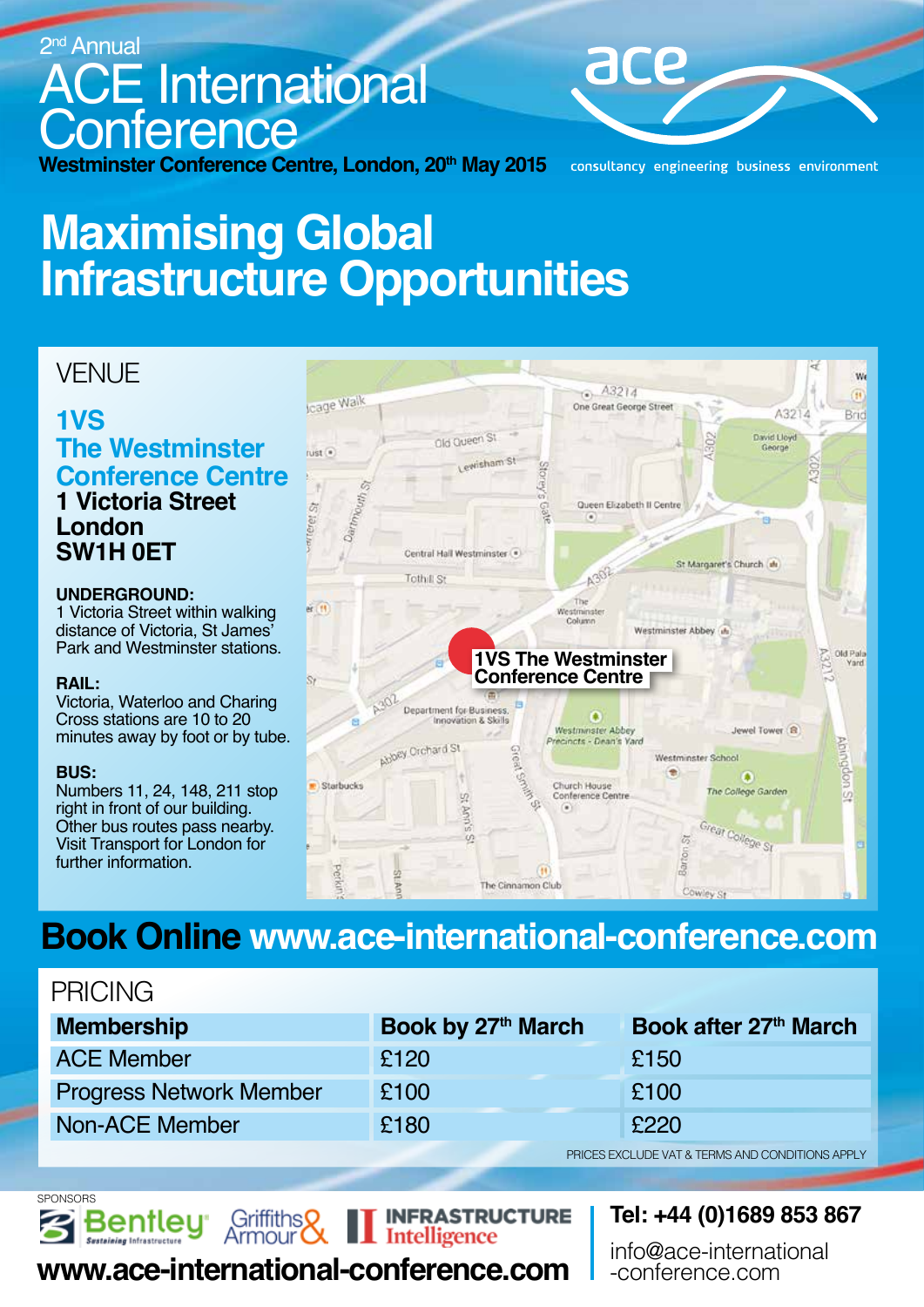2nd Annual

# ACE International Conference

**Westminster Conference Centre, London, 20th May 2015**

ace

consultancy engineering business environment

# Maximising Global Infrastructure Opportunities

## VENUE

**1VS**
**The Westminster Conference Centre**
**1 Victoria Street**
**London**
**SW1H 0ET**

**UNDERGROUND:**
1 Victoria Street within walking distance of Victoria, St James' Park and Westminster stations.

**RAIL:**
Victoria, Waterloo and Charing Cross stations are 10 to 20 minutes away by foot or by tube.

**BUS:**
Numbers 11, 24, 148, 211 stop right in front of our building. Other bus routes pass nearby. Visit Transport for London for further information.

1VS The Westminster Conference Centre

## Book Online www.ace-international-conference.com

## PRICING

| Membership | Book by 27th March | Book after 27th March |
|---|---|---|
| ACE Member | £120 | £150 |
| Progress Network Member | £100 | £100 |
| Non-ACE Member | £180 | £220 |

PRICES EXCLUDE VAT & TERMS AND CONDITIONS APPLY

SPONSORS

Bentley Sustaining Infrastructure · Griffiths & Armour · Infrastructure Intelligence

**www.ace-international-conference.com**

**Tel: +44 (0)1689 853 867**

info@ace-international-conference.com